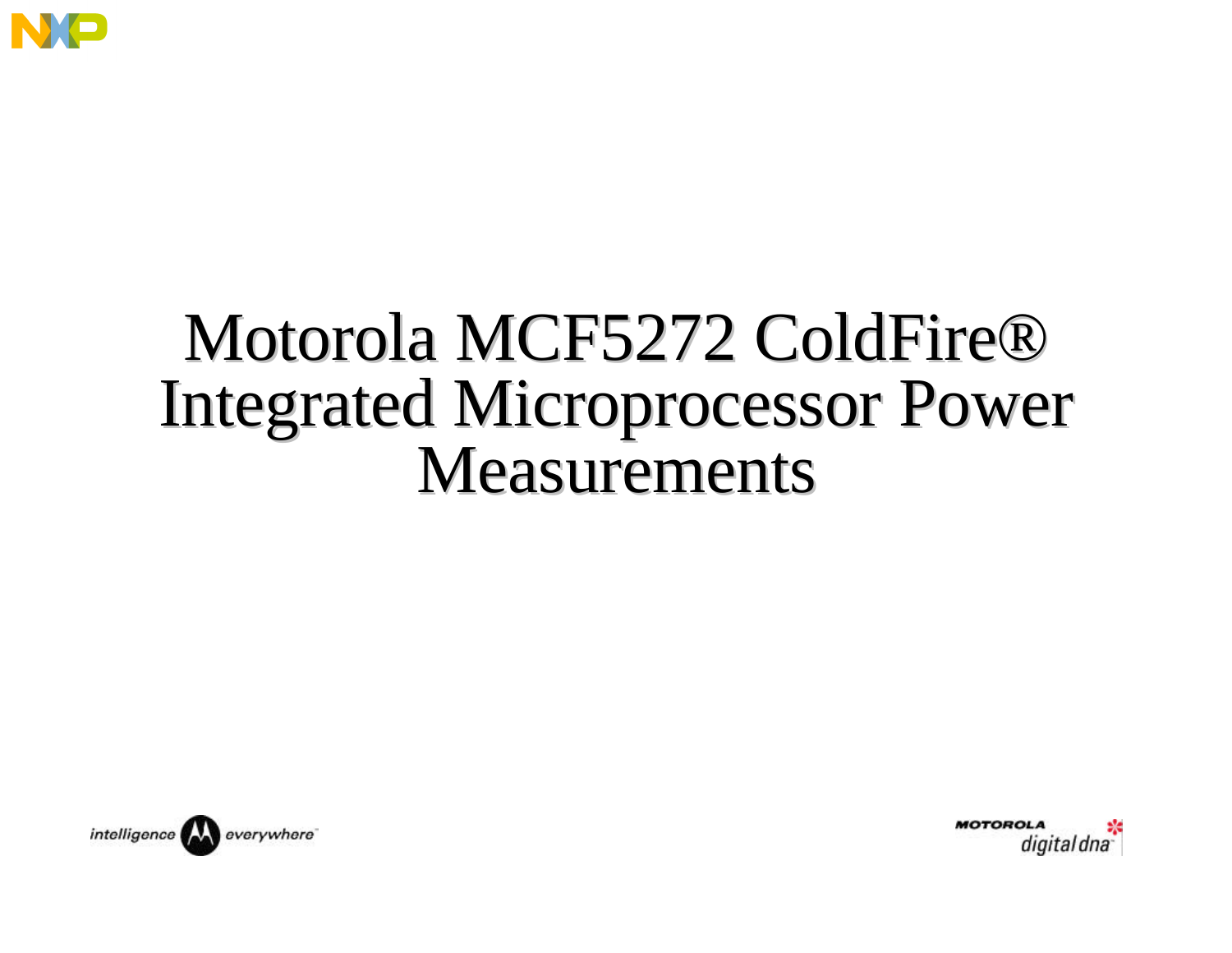# Motorola MCF5272 ColdFire® Integrated Microprocessor Power Measurements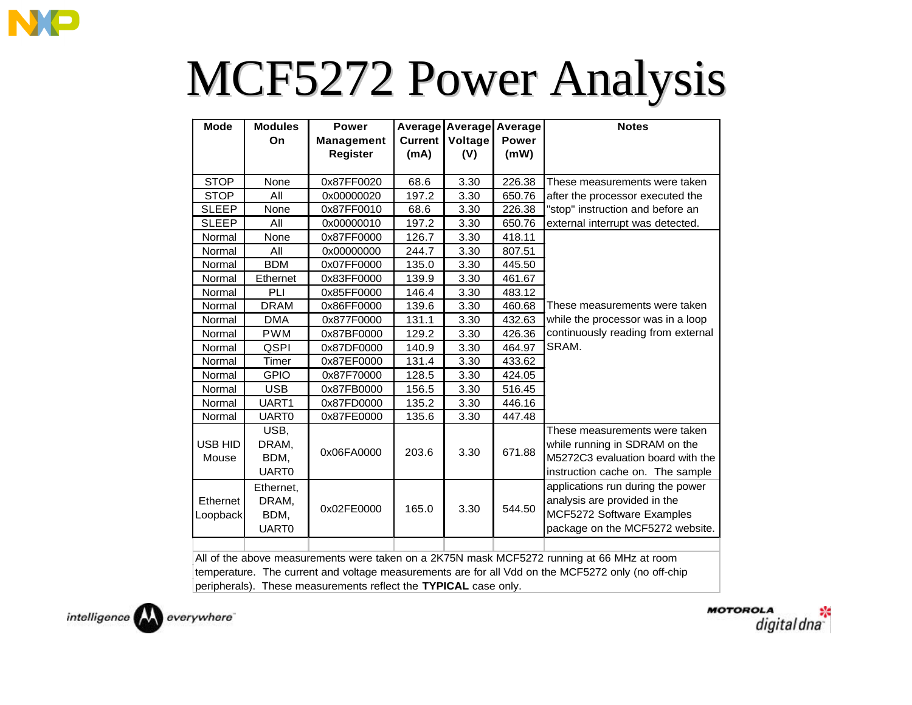# MCF5272 Power Analysis

| Mode | Modules On | Power Management Register | Average Current (mA) | Average Voltage (V) | Average Power (mW) | Notes |
|---|---|---|---|---|---|---|
| STOP | None | 0x87FF0020 | 68.6 | 3.30 | 226.38 | These measurements were taken after the processor executed the "stop" instruction and before an external interrupt was detected. |
| STOP | All | 0x00000020 | 197.2 | 3.30 | 650.76 | |
| SLEEP | None | 0x87FF0010 | 68.6 | 3.30 | 226.38 | |
| SLEEP | All | 0x00000010 | 197.2 | 3.30 | 650.76 | |
| Normal | None | 0x87FF0000 | 126.7 | 3.30 | 418.11 | These measurements were taken while the processor was in a loop continuously reading from external SRAM. |
| Normal | All | 0x00000000 | 244.7 | 3.30 | 807.51 | |
| Normal | BDM | 0x07FF0000 | 135.0 | 3.30 | 445.50 | |
| Normal | Ethernet | 0x83FF0000 | 139.9 | 3.30 | 461.67 | |
| Normal | PLI | 0x85FF0000 | 146.4 | 3.30 | 483.12 | |
| Normal | DRAM | 0x86FF0000 | 139.6 | 3.30 | 460.68 | |
| Normal | DMA | 0x877F0000 | 131.1 | 3.30 | 432.63 | |
| Normal | PWM | 0x87BF0000 | 129.2 | 3.30 | 426.36 | |
| Normal | QSPI | 0x87DF0000 | 140.9 | 3.30 | 464.97 | |
| Normal | Timer | 0x87EF0000 | 131.4 | 3.30 | 433.62 | |
| Normal | GPIO | 0x87F70000 | 128.5 | 3.30 | 424.05 | |
| Normal | USB | 0x87FB0000 | 156.5 | 3.30 | 516.45 | |
| Normal | UART1 | 0x87FD0000 | 135.2 | 3.30 | 446.16 | |
| Normal | UART0 | 0x87FE0000 | 135.6 | 3.30 | 447.48 | |
| USB HID Mouse | USB, DRAM, BDM, UART0 | 0x06FA0000 | 203.6 | 3.30 | 671.88 | These measurements were taken while running in SDRAM on the M5272C3 evaluation board with the instruction cache on. The sample applications run during the power analysis are provided in the MCF5272 Software Examples package on the MCF5272 website. |
| Ethernet Loopback | Ethernet, DRAM, BDM, UART0 | 0x02FE0000 | 165.0 | 3.30 | 544.50 | |

All of the above measurements were taken on a 2K75N mask MCF5272 running at 66 MHz at room temperature. The current and voltage measurements are for all Vdd on the MCF5272 only (no off-chip peripherals). These measurements reflect the **TYPICAL** case only.